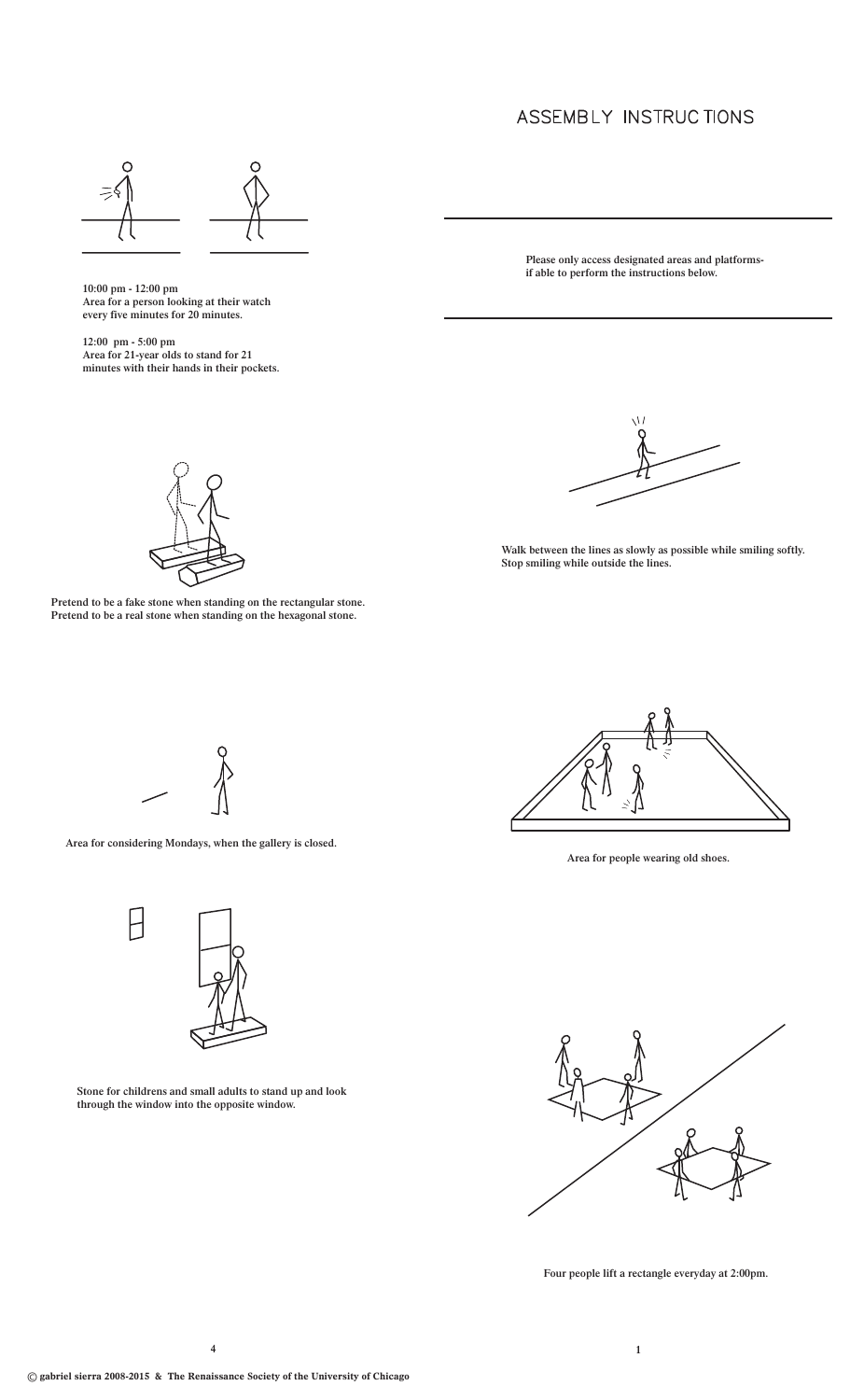# ASSEMBLY INSTRUCTIONS

Please only access designated areas and platforms-
if able to perform the instructions below.

10:00 pm - 12:00 pm
Area for a person looking at their watch every five minutes for 20 minutes.

12:00 pm - 5:00 pm
Area for 21-year olds to stand for 21 minutes with their hands in their pockets.

Pretend to be a fake stone when standing on the rectangular stone.
Pretend to be a real stone when standing on the hexagonal stone.

Walk between the lines as slowly as possible while smiling softly.
Stop smiling while outside the lines.

Area for considering Mondays, when the gallery is closed.

Area for people wearing old shoes.

Stone for childrens and small adults to stand up and look through the window into the opposite window.

Four people lift a rectangle everyday at 2:00pm.

© gabriel sierra 2008-2015 & The Renaissance Society of the University of Chicago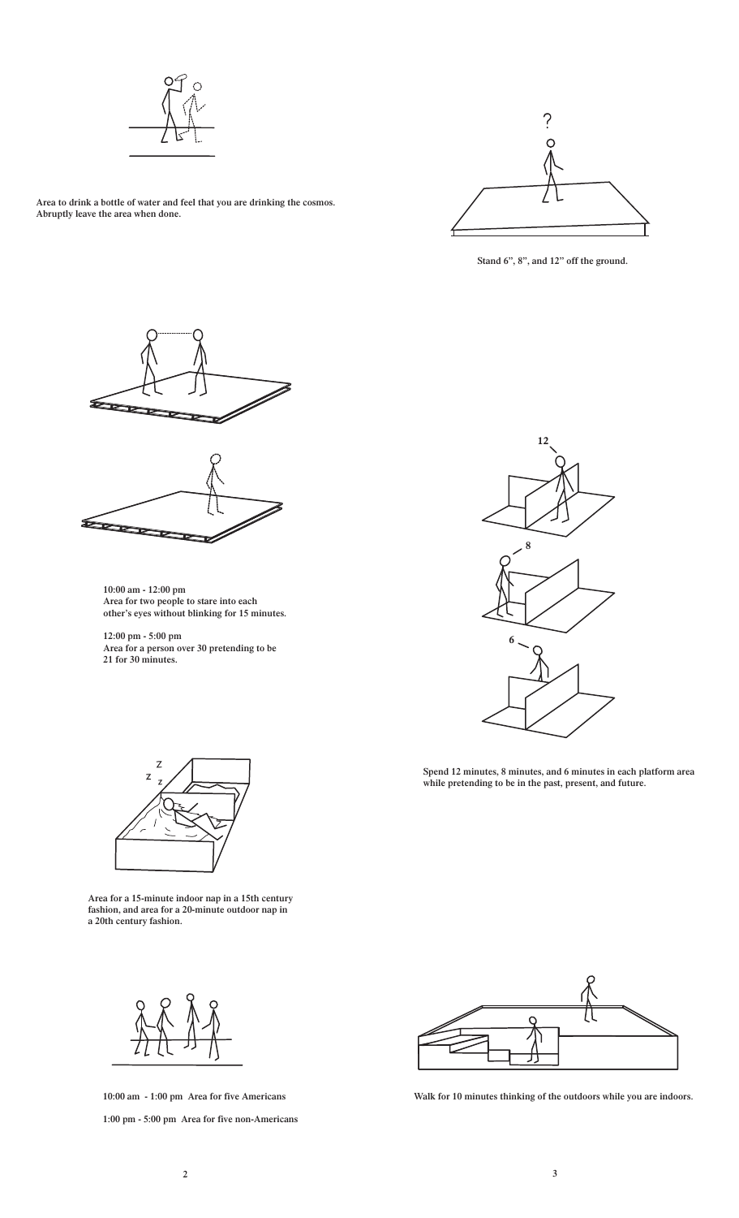Area to drink a bottle of water and feel that you are drinking the cosmos. Abruptly leave the area when done.

Stand 6", 8", and 12" off the ground.

10:00 am - 12:00 pm
Area for two people to stare into each other's eyes without blinking for 15 minutes.

12:00 pm - 5:00 pm
Area for a person over 30 pretending to be 21 for 30 minutes.

12

8

6

Spend 12 minutes, 8 minutes, and 6 minutes in each platform area while pretending to be in the past, present, and future.

Area for a 15-minute indoor nap in a 15th century fashion, and area for a 20-minute outdoor nap in a 20th century fashion.

10:00 am - 1:00 pm Area for five Americans

1:00 pm - 5:00 pm Area for five non-Americans

Walk for 10 minutes thinking of the outdoors while you are indoors.